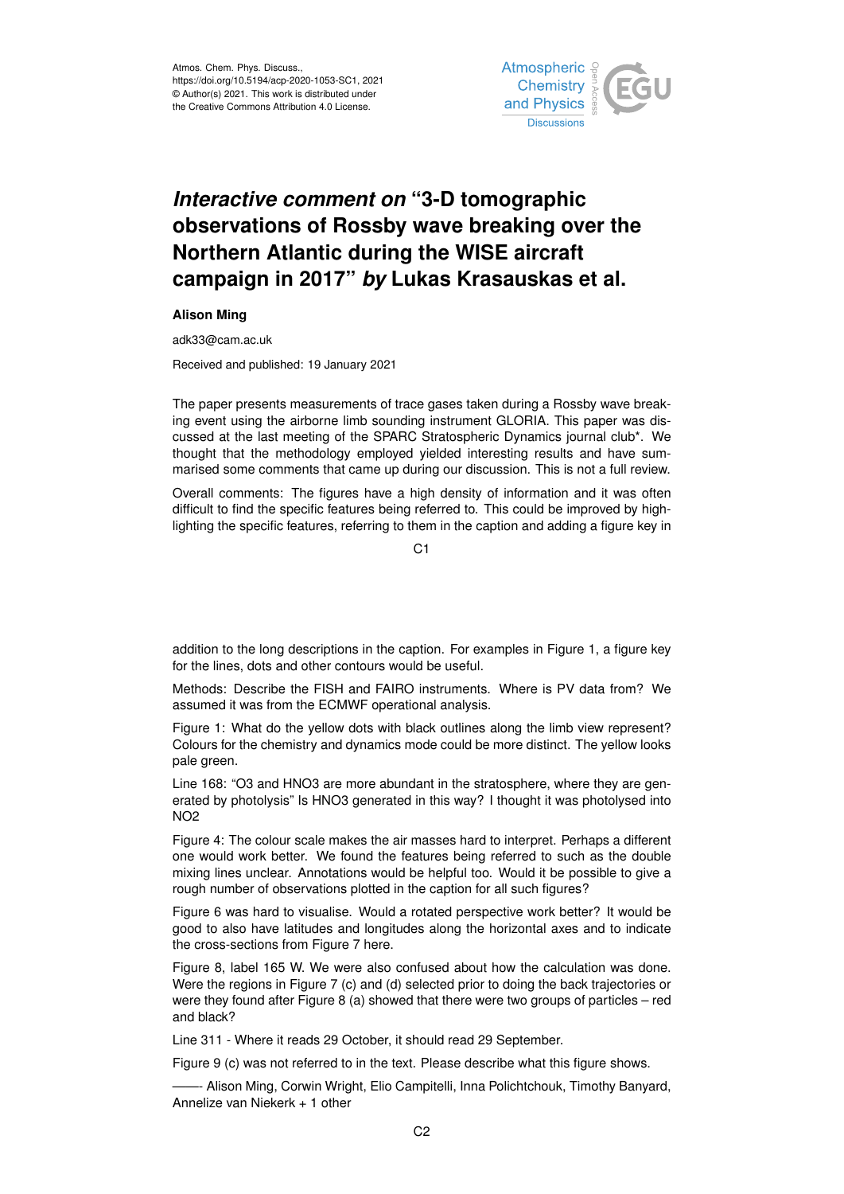# *Interactive comment on* "3-D tomographic observations of Rossby wave breaking over the Northern Atlantic during the WISE aircraft campaign in 2017" *by* Lukas Krasauskas et al.

**Alison Ming**

adk33@cam.ac.uk

Received and published: 19 January 2021

The paper presents measurements of trace gases taken during a Rossby wave breaking event using the airborne limb sounding instrument GLORIA. This paper was discussed at the last meeting of the SPARC Stratospheric Dynamics journal club*. We thought that the methodology employed yielded interesting results and have summarised some comments that came up during our discussion. This is not a full review.

Overall comments: The figures have a high density of information and it was often difficult to find the specific features being referred to. This could be improved by highlighting the specific features, referring to them in the caption and adding a figure key in addition to the long descriptions in the caption. For examples in Figure 1, a figure key for the lines, dots and other contours would be useful.

Methods: Describe the FISH and FAIRO instruments. Where is PV data from? We assumed it was from the ECMWF operational analysis.

Figure 1: What do the yellow dots with black outlines along the limb view represent? Colours for the chemistry and dynamics mode could be more distinct. The yellow looks pale green.

Line 168: "O3 and HNO3 are more abundant in the stratosphere, where they are generated by photolysis" Is HNO3 generated in this way? I thought it was photolysed into NO2

Figure 4: The colour scale makes the air masses hard to interpret. Perhaps a different one would work better. We found the features being referred to such as the double mixing lines unclear. Annotations would be helpful too. Would it be possible to give a rough number of observations plotted in the caption for all such figures?

Figure 6 was hard to visualise. Would a rotated perspective work better? It would be good to also have latitudes and longitudes along the horizontal axes and to indicate the cross-sections from Figure 7 here.

Figure 8, label 165 W. We were also confused about how the calculation was done. Were the regions in Figure 7 (c) and (d) selected prior to doing the back trajectories or were they found after Figure 8 (a) showed that there were two groups of particles – red and black?

Line 311 - Where it reads 29 October, it should read 29 September.

Figure 9 (c) was not referred to in the text. Please describe what this figure shows.

——- Alison Ming, Corwin Wright, Elio Campitelli, Inna Polichtchouk, Timothy Banyard, Annelize van Niekerk + 1 other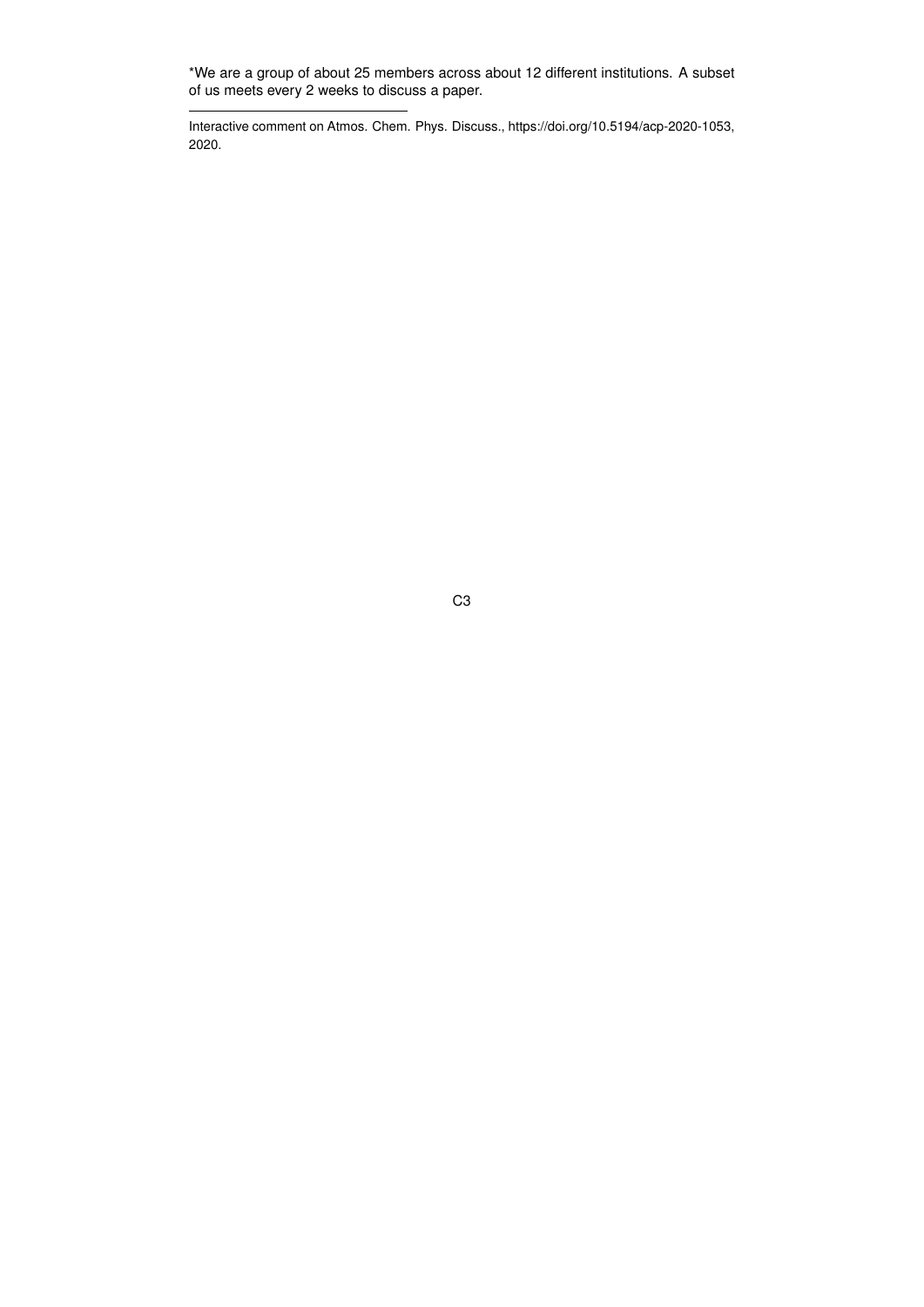*We are a group of about 25 members across about 12 different institutions. A subset of us meets every 2 weeks to discuss a paper.

---

Interactive comment on Atmos. Chem. Phys. Discuss., https://doi.org/10.5194/acp-2020-1053, 2020.